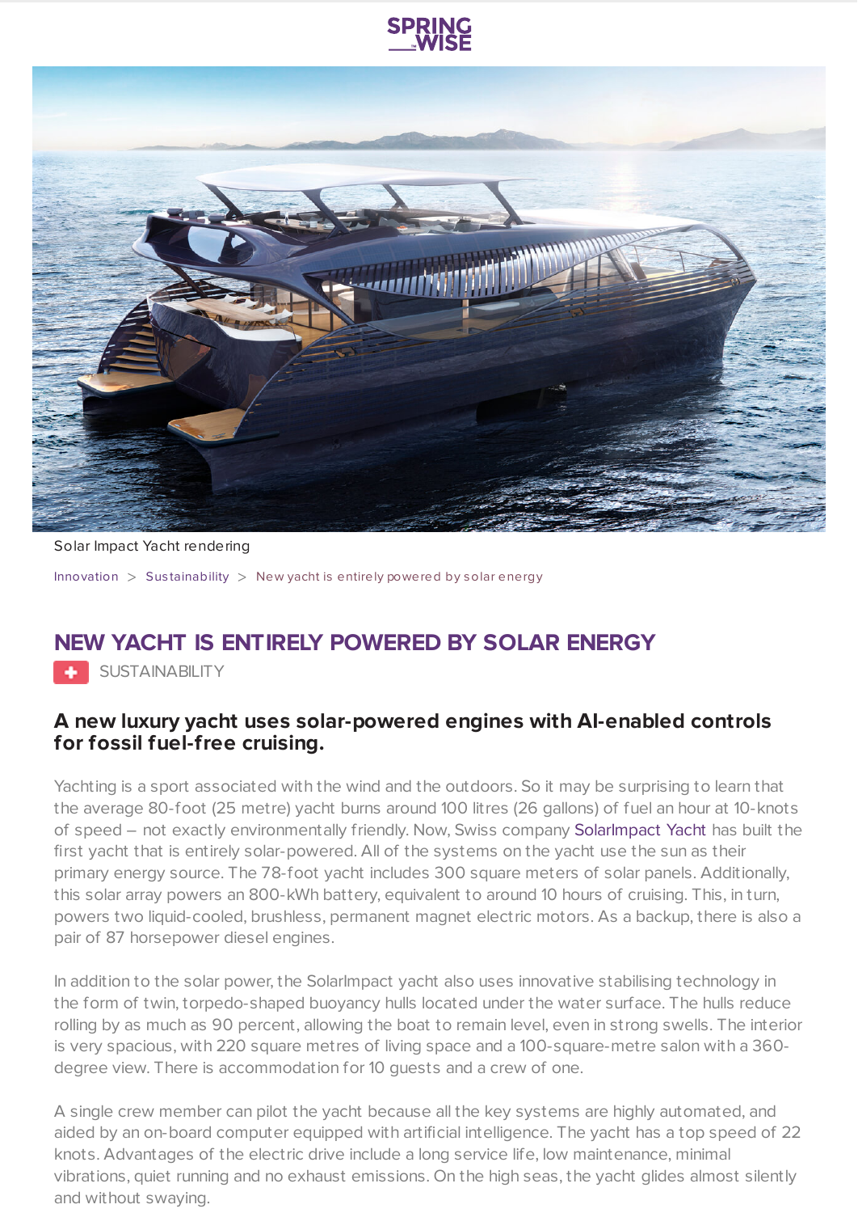SPRING WISE

Solar Impact Yacht rendering

Innovation > Sustainability > New yacht is entirely powered by solar energy

# NEW YACHT IS ENTIRELY POWERED BY SOLAR ENERGY

SUSTAINABILITY

### A new luxury yacht uses solar-powered engines with AI-enabled controls for fossil fuel-free cruising.

Yachting is a sport associated with the wind and the outdoors. So it may be surprising to learn that the average 80-foot (25 metre) yacht burns around 100 litres (26 gallons) of fuel an hour at 10-knots of speed – not exactly environmentally friendly. Now, Swiss company SolarImpact Yacht has built the first yacht that is entirely solar-powered. All of the systems on the yacht use the sun as their primary energy source. The 78-foot yacht includes 300 square meters of solar panels. Additionally, this solar array powers an 800-kWh battery, equivalent to around 10 hours of cruising. This, in turn, powers two liquid-cooled, brushless, permanent magnet electric motors. As a backup, there is also a pair of 87 horsepower diesel engines.

In addition to the solar power, the SolarImpact yacht also uses innovative stabilising technology in the form of twin, torpedo-shaped buoyancy hulls located under the water surface. The hulls reduce rolling by as much as 90 percent, allowing the boat to remain level, even in strong swells. The interior is very spacious, with 220 square metres of living space and a 100-square-metre salon with a 360-degree view. There is accommodation for 10 guests and a crew of one.

A single crew member can pilot the yacht because all the key systems are highly automated, and aided by an on-board computer equipped with artificial intelligence. The yacht has a top speed of 22 knots. Advantages of the electric drive include a long service life, low maintenance, minimal vibrations, quiet running and no exhaust emissions. On the high seas, the yacht glides almost silently and without swaying.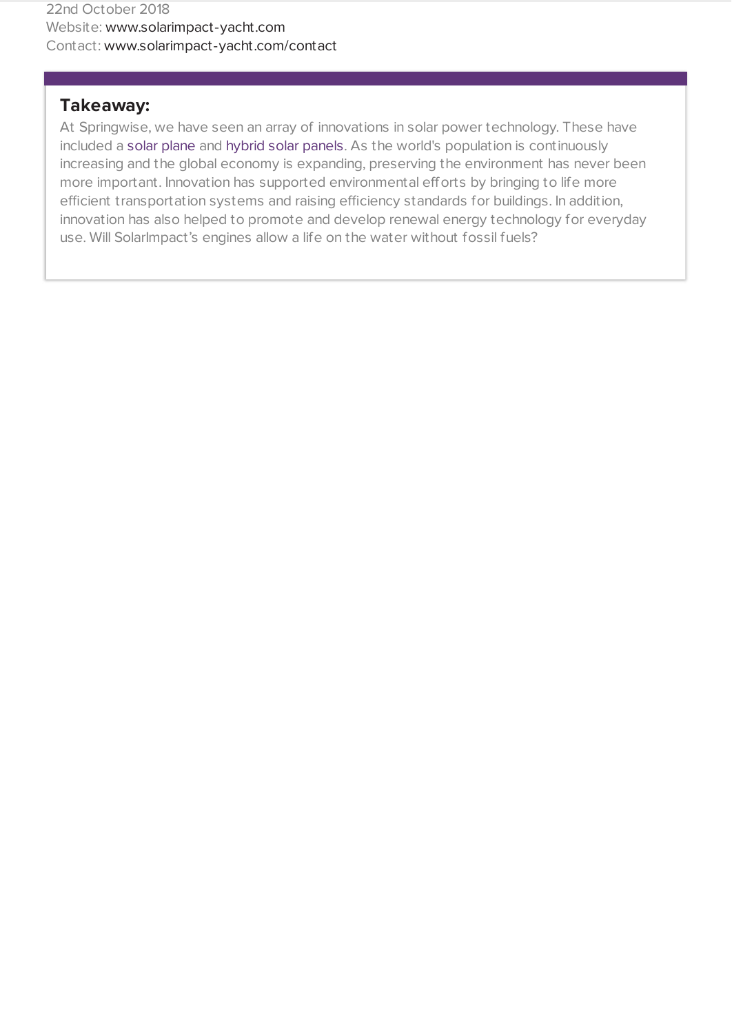22nd October 2018
Website: www.solarimpact-yacht.com
Contact: www.solarimpact-yacht.com/contact

**Takeaway:**

At Springwise, we have seen an array of innovations in solar power technology. These have included a solar plane and hybrid solar panels. As the world's population is continuously increasing and the global economy is expanding, preserving the environment has never been more important. Innovation has supported environmental efforts by bringing to life more efficient transportation systems and raising efficiency standards for buildings. In addition, innovation has also helped to promote and develop renewal energy technology for everyday use. Will SolarImpact's engines allow a life on the water without fossil fuels?